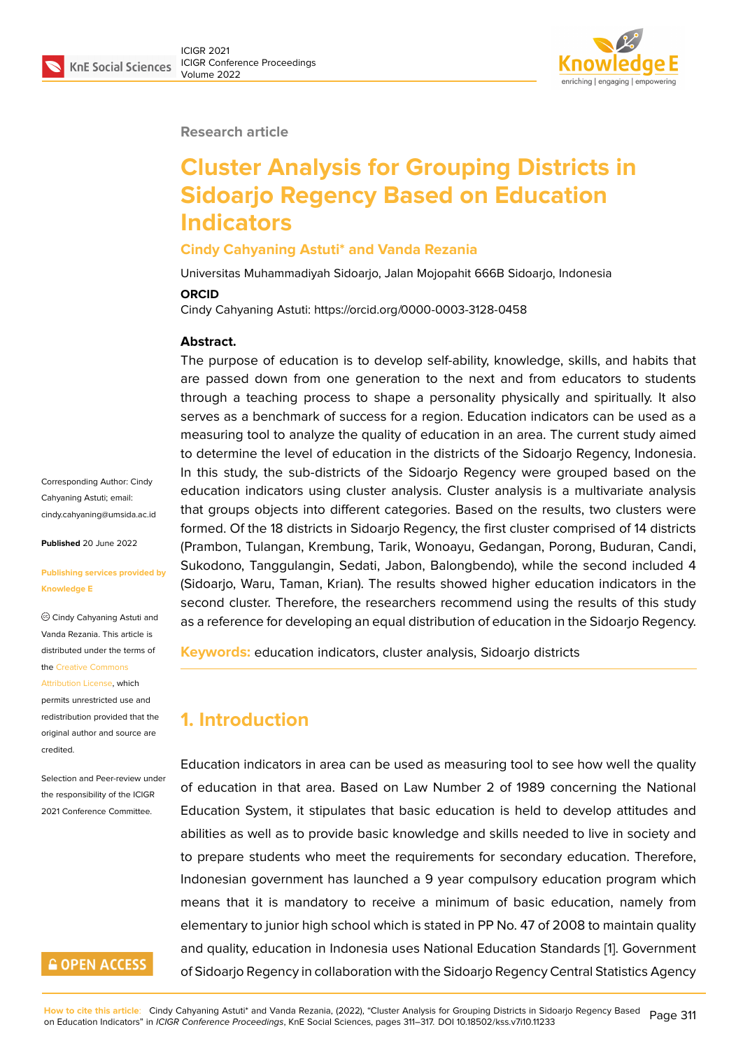Research article

# Cluster Analysis for Grouping Districts in Sidoarjo Regency Based on Education Indicators

**Cindy Cahyaning Astuti* and Vanda Rezania**

Universitas Muhammadiyah Sidoarjo, Jalan Mojopahit 666B Sidoarjo, Indonesia

**ORCID**

Cindy Cahyaning Astuti: https://orcid.org/0000-0003-3128-0458

**Abstract.**

The purpose of education is to develop self-ability, knowledge, skills, and habits that are passed down from one generation to the next and from educators to students through a teaching process to shape a personality physically and spiritually. It also serves as a benchmark of success for a region. Education indicators can be used as a measuring tool to analyze the quality of education in an area. The current study aimed to determine the level of education in the districts of the Sidoarjo Regency, Indonesia. In this study, the sub-districts of the Sidoarjo Regency were grouped based on the education indicators using cluster analysis. Cluster analysis is a multivariate analysis that groups objects into different categories. Based on the results, two clusters were formed. Of the 18 districts in Sidoarjo Regency, the first cluster comprised of 14 districts (Prambon, Tulangan, Krembung, Tarik, Wonoayu, Gedangan, Porong, Buduran, Candi, Sukodono, Tanggulangin, Sedati, Jabon, Balongbendo), while the second included 4 (Sidoarjo, Waru, Taman, Krian). The results showed higher education indicators in the second cluster. Therefore, the researchers recommend using the results of this study as a reference for developing an equal distribution of education in the Sidoarjo Regency.

**Keywords:** education indicators, cluster analysis, Sidoarjo districts

Corresponding Author: Cindy Cahyaning Astuti; email: cindy.cahyaning@umsida.ac.id

**Published** 20 June 2022

**Publishing services provided by Knowledge E**

© Cindy Cahyaning Astuti and Vanda Rezania. This article is distributed under the terms of the Creative Commons Attribution License, which permits unrestricted use and redistribution provided that the original author and source are credited.

Selection and Peer-review under the responsibility of the ICIGR 2021 Conference Committee.

## 1. Introduction

Education indicators in area can be used as measuring tool to see how well the quality of education in that area. Based on Law Number 2 of 1989 concerning the National Education System, it stipulates that basic education is held to develop attitudes and abilities as well as to provide basic knowledge and skills needed to live in society and to prepare students who meet the requirements for secondary education. Therefore, Indonesian government has launched a 9 year compulsory education program which means that it is mandatory to receive a minimum of basic education, namely from elementary to junior high school which is stated in PP No. 47 of 2008 to maintain quality and quality, education in Indonesia uses National Education Standards [1]. Government of Sidoarjo Regency in collaboration with the Sidoarjo Regency Central Statistics Agency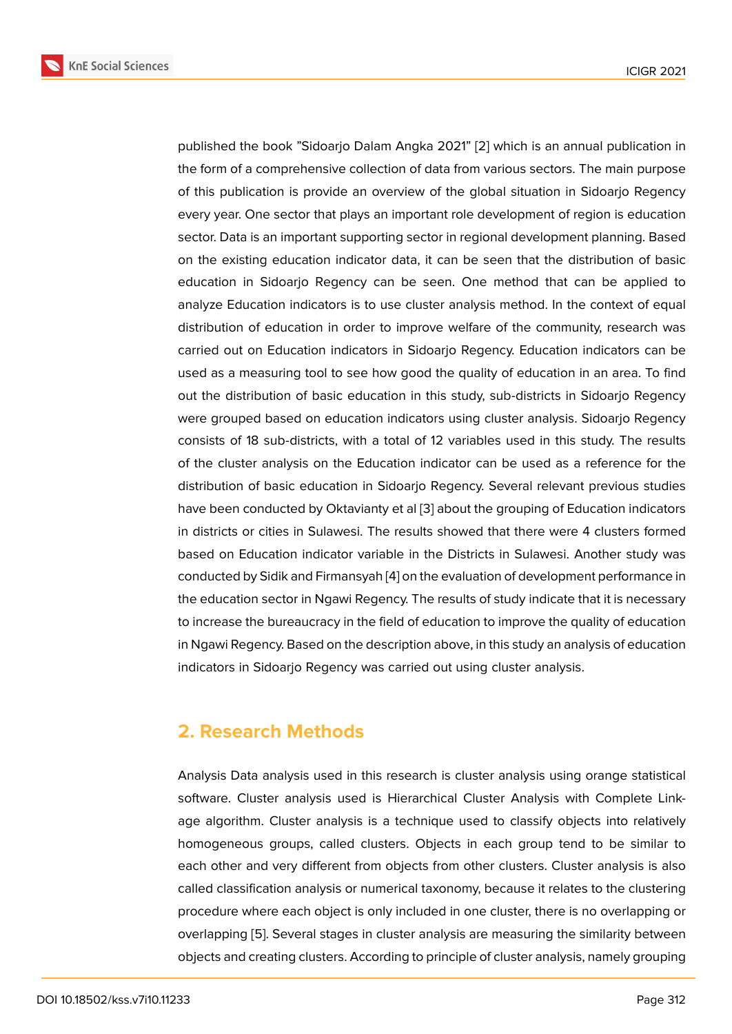published the book ”Sidoarjo Dalam Angka 2021” [2] which is an annual publication in the form of a comprehensive collection of data from various sectors. The main purpose of this publication is provide an overview of the global situation in Sidoarjo Regency every year. One sector that plays an important role development of region is education sector. Data is an important supporting sector in regional development planning. Based on the existing education indicator data, it can be seen that the distribution of basic education in Sidoarjo Regency can be seen. One method that can be applied to analyze Education indicators is to use cluster analysis method. In the context of equal distribution of education in order to improve welfare of the community, research was carried out on Education indicators in Sidoarjo Regency. Education indicators can be used as a measuring tool to see how good the quality of education in an area. To find out the distribution of basic education in this study, sub-districts in Sidoarjo Regency were grouped based on education indicators using cluster analysis. Sidoarjo Regency consists of 18 sub-districts, with a total of 12 variables used in this study. The results of the cluster analysis on the Education indicator can be used as a reference for the distribution of basic education in Sidoarjo Regency. Several relevant previous studies have been conducted by Oktavianty et al [3] about the grouping of Education indicators in districts or cities in Sulawesi. The results showed that there were 4 clusters formed based on Education indicator variable in the Districts in Sulawesi. Another study was conducted by Sidik and Firmansyah [4] on the evaluation of development performance in the education sector in Ngawi Regency. The results of study indicate that it is necessary to increase the bureaucracy in the field of education to improve the quality of education in Ngawi Regency. Based on the description above, in this study an analysis of education indicators in Sidoarjo Regency was carried out using cluster analysis.

## 2. Research Methods

Analysis Data analysis used in this research is cluster analysis using orange statistical software. Cluster analysis used is Hierarchical Cluster Analysis with Complete Linkage algorithm. Cluster analysis is a technique used to classify objects into relatively homogeneous groups, called clusters. Objects in each group tend to be similar to each other and very different from objects from other clusters. Cluster analysis is also called classification analysis or numerical taxonomy, because it relates to the clustering procedure where each object is only included in one cluster, there is no overlapping or overlapping [5]. Several stages in cluster analysis are measuring the similarity between objects and creating clusters. According to principle of cluster analysis, namely grouping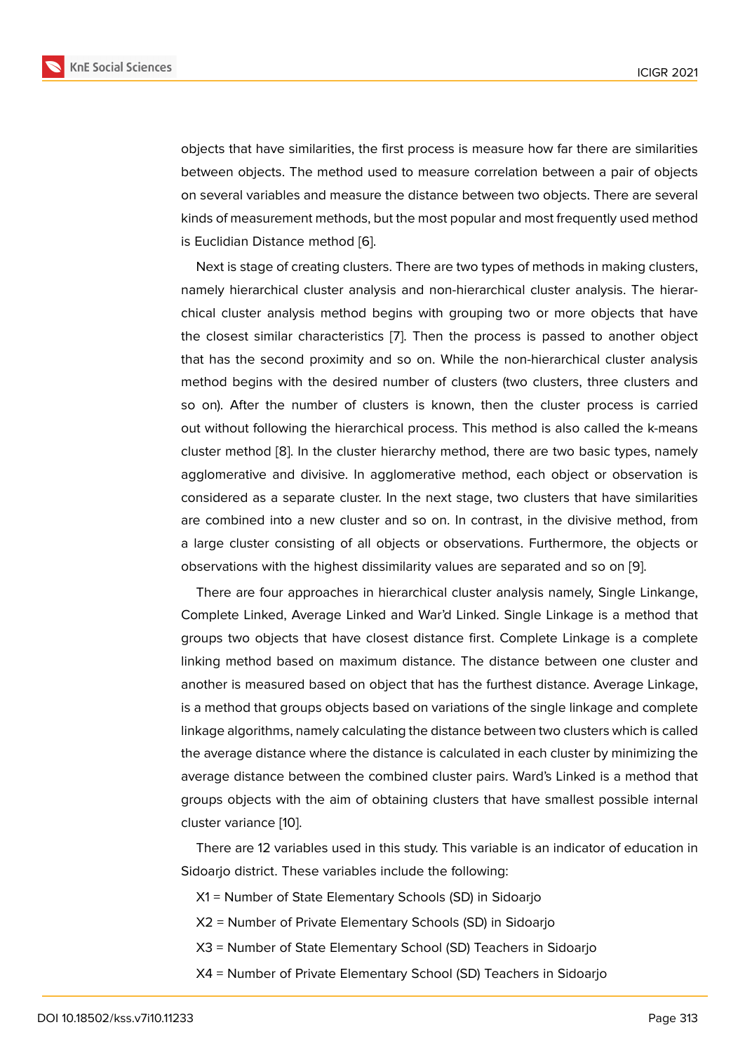objects that have similarities, the first process is measure how far there are similarities between objects. The method used to measure correlation between a pair of objects on several variables and measure the distance between two objects. There are several kinds of measurement methods, but the most popular and most frequently used method is Euclidian Distance method [6].

Next is stage of creating clusters. There are two types of methods in making clusters, namely hierarchical cluster analysis and non-hierarchical cluster analysis. The hierarchical cluster analysis method begins with grouping two or more objects that have the closest similar characteristics [7]. Then the process is passed to another object that has the second proximity and so on. While the non-hierarchical cluster analysis method begins with the desired number of clusters (two clusters, three clusters and so on). After the number of clusters is known, then the cluster process is carried out without following the hierarchical process. This method is also called the k-means cluster method [8]. In the cluster hierarchy method, there are two basic types, namely agglomerative and divisive. In agglomerative method, each object or observation is considered as a separate cluster. In the next stage, two clusters that have similarities are combined into a new cluster and so on. In contrast, in the divisive method, from a large cluster consisting of all objects or observations. Furthermore, the objects or observations with the highest dissimilarity values are separated and so on [9].

There are four approaches in hierarchical cluster analysis namely, Single Linkange, Complete Linked, Average Linked and War'd Linked. Single Linkage is a method that groups two objects that have closest distance first. Complete Linkage is a complete linking method based on maximum distance. The distance between one cluster and another is measured based on object that has the furthest distance. Average Linkage, is a method that groups objects based on variations of the single linkage and complete linkage algorithms, namely calculating the distance between two clusters which is called the average distance where the distance is calculated in each cluster by minimizing the average distance between the combined cluster pairs. Ward's Linked is a method that groups objects with the aim of obtaining clusters that have smallest possible internal cluster variance [10].

There are 12 variables used in this study. This variable is an indicator of education in Sidoarjo district. These variables include the following:

X1 = Number of State Elementary Schools (SD) in Sidoarjo

X2 = Number of Private Elementary Schools (SD) in Sidoarjo

X3 = Number of State Elementary School (SD) Teachers in Sidoarjo

X4 = Number of Private Elementary School (SD) Teachers in Sidoarjo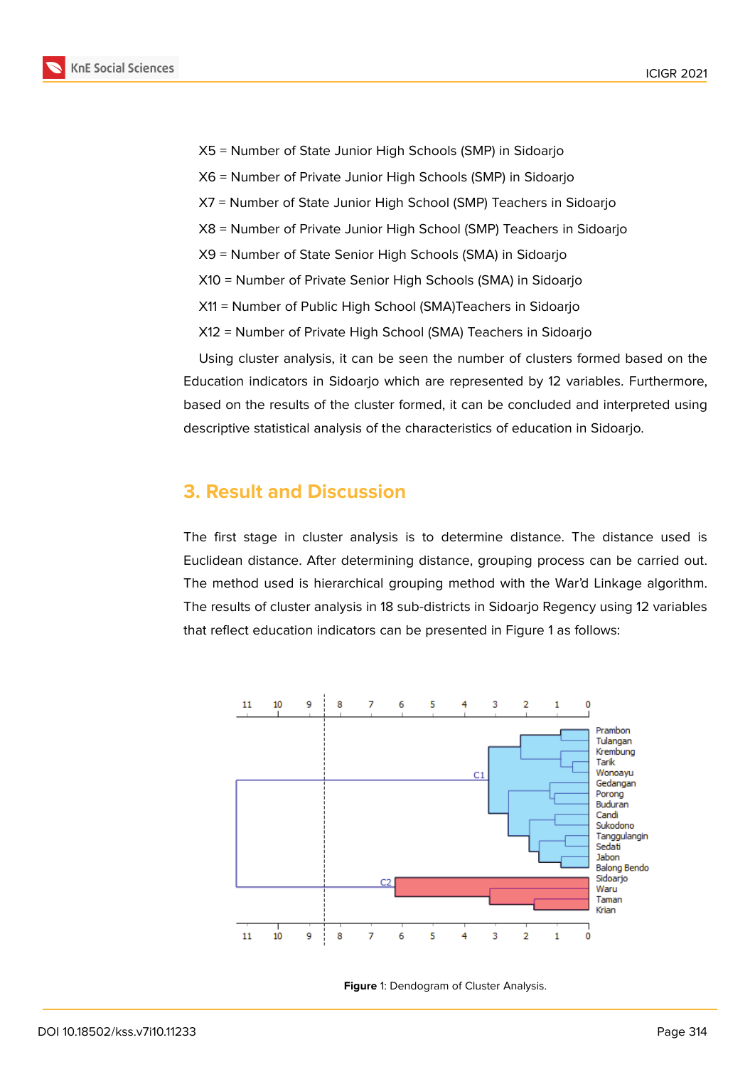X5 = Number of State Junior High Schools (SMP) in Sidoarjo

X6 = Number of Private Junior High Schools (SMP) in Sidoarjo

X7 = Number of State Junior High School (SMP) Teachers in Sidoarjo

X8 = Number of Private Junior High School (SMP) Teachers in Sidoarjo

X9 = Number of State Senior High Schools (SMA) in Sidoarjo

X10 = Number of Private Senior High Schools (SMA) in Sidoarjo

X11 = Number of Public High School (SMA)Teachers in Sidoarjo

X12 = Number of Private High School (SMA) Teachers in Sidoarjo

Using cluster analysis, it can be seen the number of clusters formed based on the Education indicators in Sidoarjo which are represented by 12 variables. Furthermore, based on the results of the cluster formed, it can be concluded and interpreted using descriptive statistical analysis of the characteristics of education in Sidoarjo.

## 3. Result and Discussion

The first stage in cluster analysis is to determine distance. The distance used is Euclidean distance. After determining distance, grouping process can be carried out. The method used is hierarchical grouping method with the War'd Linkage algorithm. The results of cluster analysis in 18 sub-districts in Sidoarjo Regency using 12 variables that reflect education indicators can be presented in Figure 1 as follows:

**Figure** 1: Dendogram of Cluster Analysis.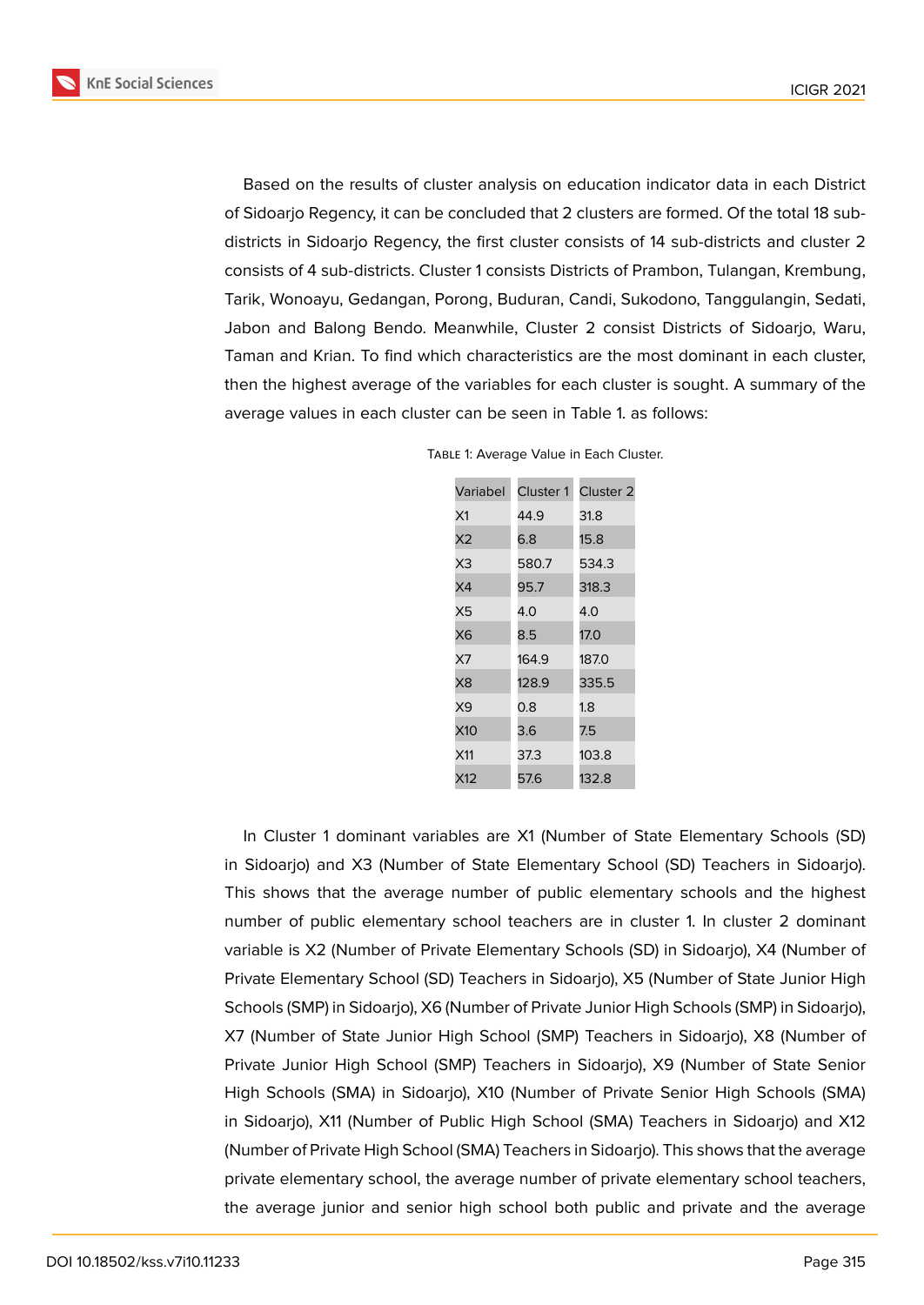Based on the results of cluster analysis on education indicator data in each District of Sidoarjo Regency, it can be concluded that 2 clusters are formed. Of the total 18 sub-districts in Sidoarjo Regency, the first cluster consists of 14 sub-districts and cluster 2 consists of 4 sub-districts. Cluster 1 consists Districts of Prambon, Tulangan, Krembung, Tarik, Wonoayu, Gedangan, Porong, Buduran, Candi, Sukodono, Tanggulangin, Sedati, Jabon and Balong Bendo. Meanwhile, Cluster 2 consist Districts of Sidoarjo, Waru, Taman and Krian. To find which characteristics are the most dominant in each cluster, then the highest average of the variables for each cluster is sought. A summary of the average values in each cluster can be seen in Table 1. as follows:

Table 1: Average Value in Each Cluster.

| Variabel | Cluster 1 | Cluster 2 |
|---|---|---|
| X1 | 44.9 | 31.8 |
| X2 | 6.8 | 15.8 |
| X3 | 580.7 | 534.3 |
| X4 | 95.7 | 318.3 |
| X5 | 4.0 | 4.0 |
| X6 | 8.5 | 17.0 |
| X7 | 164.9 | 187.0 |
| X8 | 128.9 | 335.5 |
| X9 | 0.8 | 1.8 |
| X10 | 3.6 | 7.5 |
| X11 | 37.3 | 103.8 |
| X12 | 57.6 | 132.8 |

In Cluster 1 dominant variables are X1 (Number of State Elementary Schools (SD) in Sidoarjo) and X3 (Number of State Elementary School (SD) Teachers in Sidoarjo). This shows that the average number of public elementary schools and the highest number of public elementary school teachers are in cluster 1. In cluster 2 dominant variable is X2 (Number of Private Elementary Schools (SD) in Sidoarjo), X4 (Number of Private Elementary School (SD) Teachers in Sidoarjo), X5 (Number of State Junior High Schools (SMP) in Sidoarjo), X6 (Number of Private Junior High Schools (SMP) in Sidoarjo), X7 (Number of State Junior High School (SMP) Teachers in Sidoarjo), X8 (Number of Private Junior High School (SMP) Teachers in Sidoarjo), X9 (Number of State Senior High Schools (SMA) in Sidoarjo), X10 (Number of Private Senior High Schools (SMA) in Sidoarjo), X11 (Number of Public High School (SMA) Teachers in Sidoarjo) and X12 (Number of Private High School (SMA) Teachers in Sidoarjo). This shows that the average private elementary school, the average number of private elementary school teachers, the average junior and senior high school both public and private and the average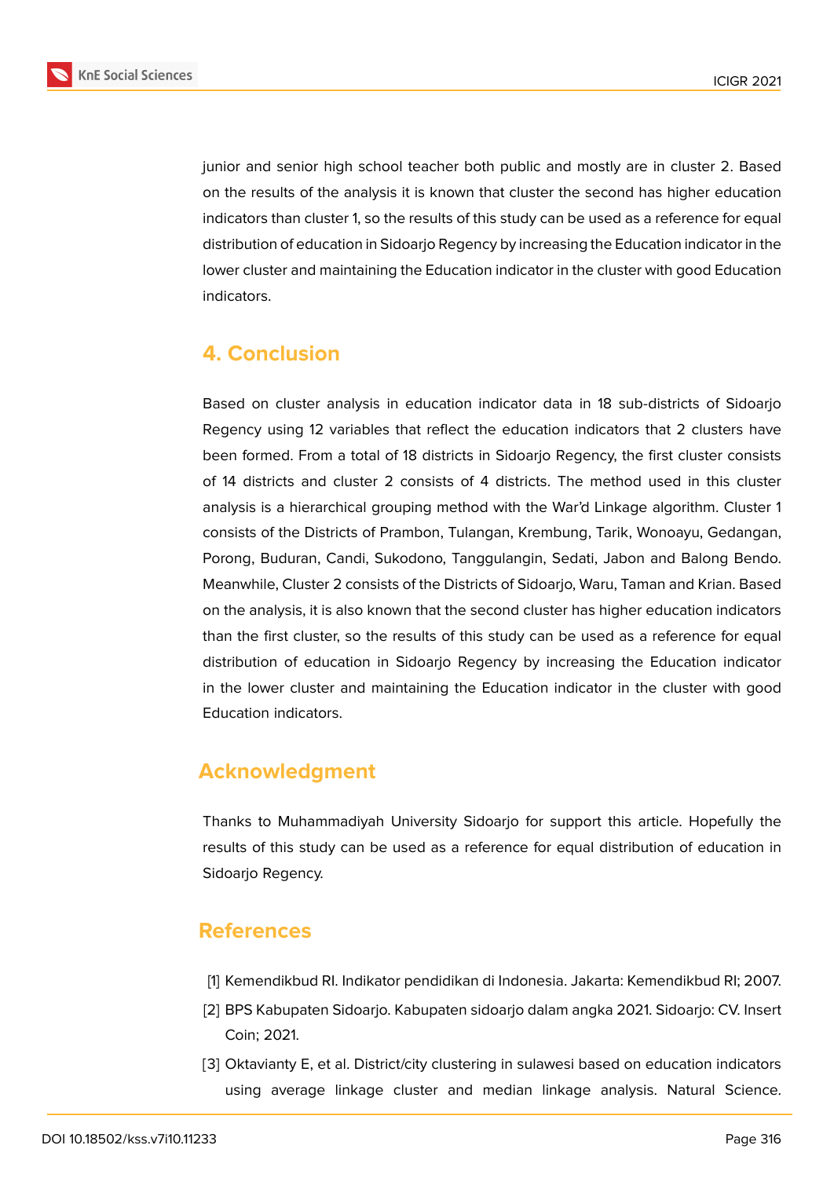junior and senior high school teacher both public and mostly are in cluster 2. Based on the results of the analysis it is known that cluster the second has higher education indicators than cluster 1, so the results of this study can be used as a reference for equal distribution of education in Sidoarjo Regency by increasing the Education indicator in the lower cluster and maintaining the Education indicator in the cluster with good Education indicators.

## 4. Conclusion

Based on cluster analysis in education indicator data in 18 sub-districts of Sidoarjo Regency using 12 variables that reflect the education indicators that 2 clusters have been formed. From a total of 18 districts in Sidoarjo Regency, the first cluster consists of 14 districts and cluster 2 consists of 4 districts. The method used in this cluster analysis is a hierarchical grouping method with the War'd Linkage algorithm. Cluster 1 consists of the Districts of Prambon, Tulangan, Krembung, Tarik, Wonoayu, Gedangan, Porong, Buduran, Candi, Sukodono, Tanggulangin, Sedati, Jabon and Balong Bendo. Meanwhile, Cluster 2 consists of the Districts of Sidoarjo, Waru, Taman and Krian. Based on the analysis, it is also known that the second cluster has higher education indicators than the first cluster, so the results of this study can be used as a reference for equal distribution of education in Sidoarjo Regency by increasing the Education indicator in the lower cluster and maintaining the Education indicator in the cluster with good Education indicators.

## Acknowledgment

Thanks to Muhammadiyah University Sidoarjo for support this article. Hopefully the results of this study can be used as a reference for equal distribution of education in Sidoarjo Regency.

## References

[1] Kemendikbud RI. Indikator pendidikan di Indonesia. Jakarta: Kemendikbud RI; 2007.

[2] BPS Kabupaten Sidoarjo. Kabupaten sidoarjo dalam angka 2021. Sidoarjo: CV. Insert Coin; 2021.

[3] Oktavianty E, et al. District/city clustering in sulawesi based on education indicators using average linkage cluster and median linkage analysis. Natural Science.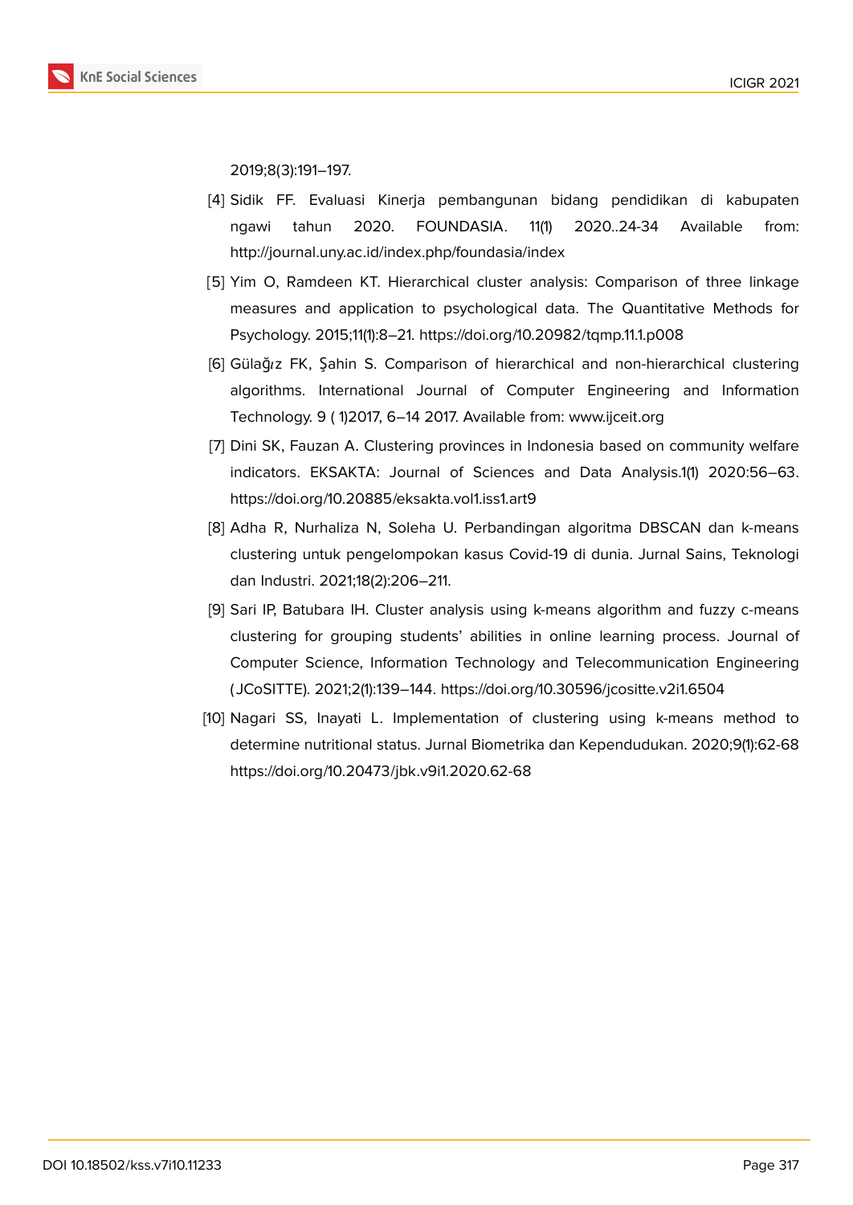2019;8(3):191–197.

[4] Sidik FF. Evaluasi Kinerja pembangunan bidang pendidikan di kabupaten ngawi tahun 2020. FOUNDASIA. 11(1) 2020..24-34 Available from: http://journal.uny.ac.id/index.php/foundasia/index

[5] Yim O, Ramdeen KT. Hierarchical cluster analysis: Comparison of three linkage measures and application to psychological data. The Quantitative Methods for Psychology. 2015;11(1):8–21. https://doi.org/10.20982/tqmp.11.1.p008

[6] Gülağız FK, Şahin S. Comparison of hierarchical and non-hierarchical clustering algorithms. International Journal of Computer Engineering and Information Technology. 9 ( 1)2017, 6–14 2017. Available from: www.ijceit.org

[7] Dini SK, Fauzan A. Clustering provinces in Indonesia based on community welfare indicators. EKSAKTA: Journal of Sciences and Data Analysis.1(1) 2020:56–63. https://doi.org/10.20885/eksakta.vol1.iss1.art9

[8] Adha R, Nurhaliza N, Soleha U. Perbandingan algoritma DBSCAN dan k-means clustering untuk pengelompokan kasus Covid-19 di dunia. Jurnal Sains, Teknologi dan Industri. 2021;18(2):206–211.

[9] Sari IP, Batubara IH. Cluster analysis using k-means algorithm and fuzzy c-means clustering for grouping students' abilities in online learning process. Journal of Computer Science, Information Technology and Telecommunication Engineering (JCoSITTE). 2021;2(1):139–144. https://doi.org/10.30596/jcositte.v2i1.6504

[10] Nagari SS, Inayati L. Implementation of clustering using k-means method to determine nutritional status. Jurnal Biometrika dan Kependudukan. 2020;9(1):62-68 https://doi.org/10.20473/jbk.v9i1.2020.62-68